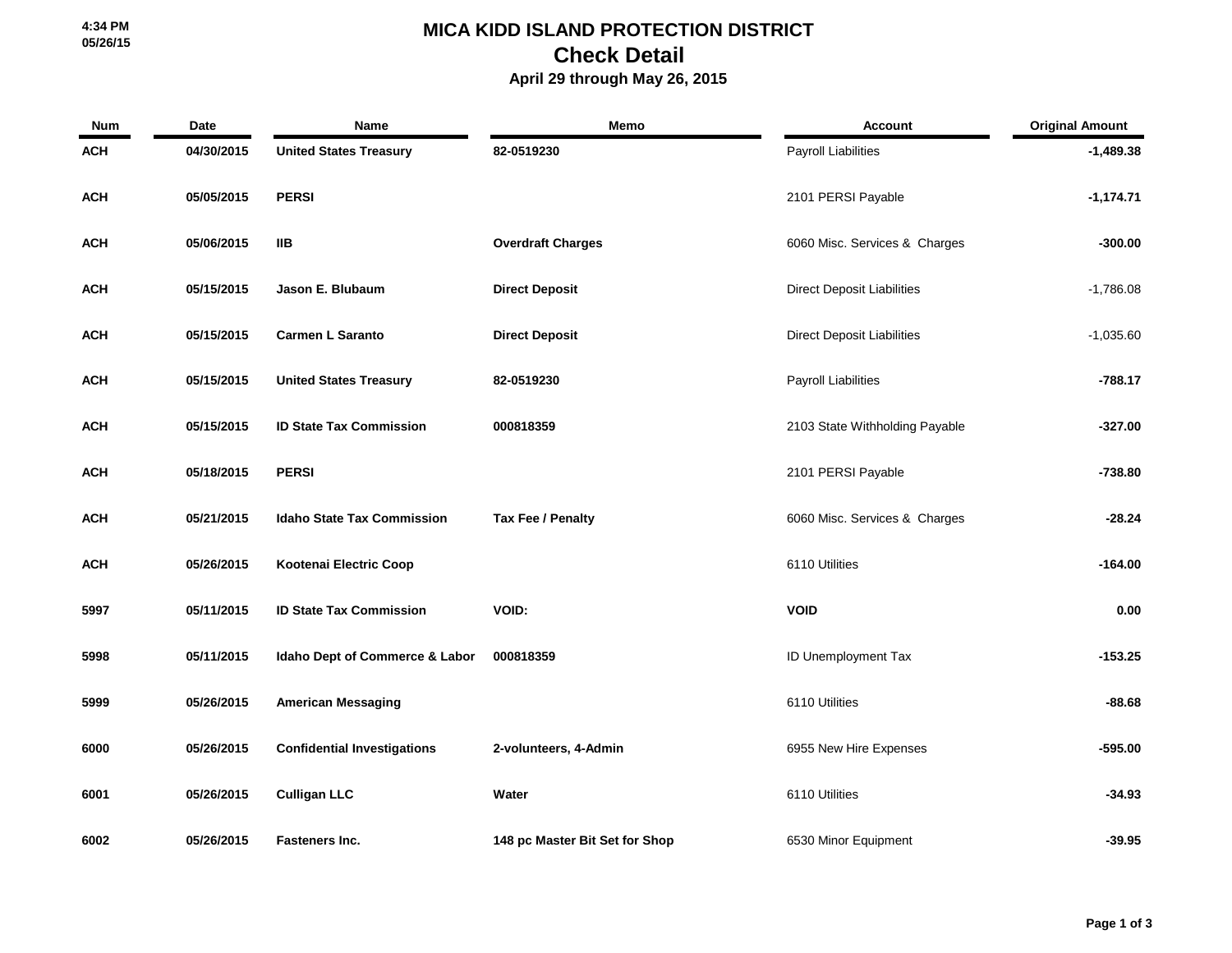# MICA KIDD ISLAND PROTECTION DISTRICT

## Check Detail

### April 29 through May 26, 2015

| Num | Date | Name | Memo | Account | Original Amount |
|---|---|---|---|---|---|
| ACH | 04/30/2015 | United States Treasury | 82-0519230 | Payroll Liabilities | -1,489.38 |
| ACH | 05/05/2015 | PERSI | | 2101 PERSI Payable | -1,174.71 |
| ACH | 05/06/2015 | IIB | Overdraft Charges | 6060 Misc. Services & Charges | -300.00 |
| ACH | 05/15/2015 | Jason E. Blubaum | Direct Deposit | Direct Deposit Liabilities | -1,786.08 |
| ACH | 05/15/2015 | Carmen L Saranto | Direct Deposit | Direct Deposit Liabilities | -1,035.60 |
| ACH | 05/15/2015 | United States Treasury | 82-0519230 | Payroll Liabilities | -788.17 |
| ACH | 05/15/2015 | ID State Tax Commission | 000818359 | 2103 State Withholding Payable | -327.00 |
| ACH | 05/18/2015 | PERSI | | 2101 PERSI Payable | -738.80 |
| ACH | 05/21/2015 | Idaho State Tax Commission | Tax Fee / Penalty | 6060 Misc. Services & Charges | -28.24 |
| ACH | 05/26/2015 | Kootenai Electric Coop | | 6110 Utilities | -164.00 |
| 5997 | 05/11/2015 | ID State Tax Commission | VOID: | VOID | 0.00 |
| 5998 | 05/11/2015 | Idaho Dept of Commerce & Labor | 000818359 | ID Unemployment Tax | -153.25 |
| 5999 | 05/26/2015 | American Messaging | | 6110 Utilities | -88.68 |
| 6000 | 05/26/2015 | Confidential Investigations | 2-volunteers, 4-Admin | 6955 New Hire Expenses | -595.00 |
| 6001 | 05/26/2015 | Culligan LLC | Water | 6110 Utilities | -34.93 |
| 6002 | 05/26/2015 | Fasteners Inc. | 148 pc Master Bit Set for Shop | 6530 Minor Equipment | -39.95 |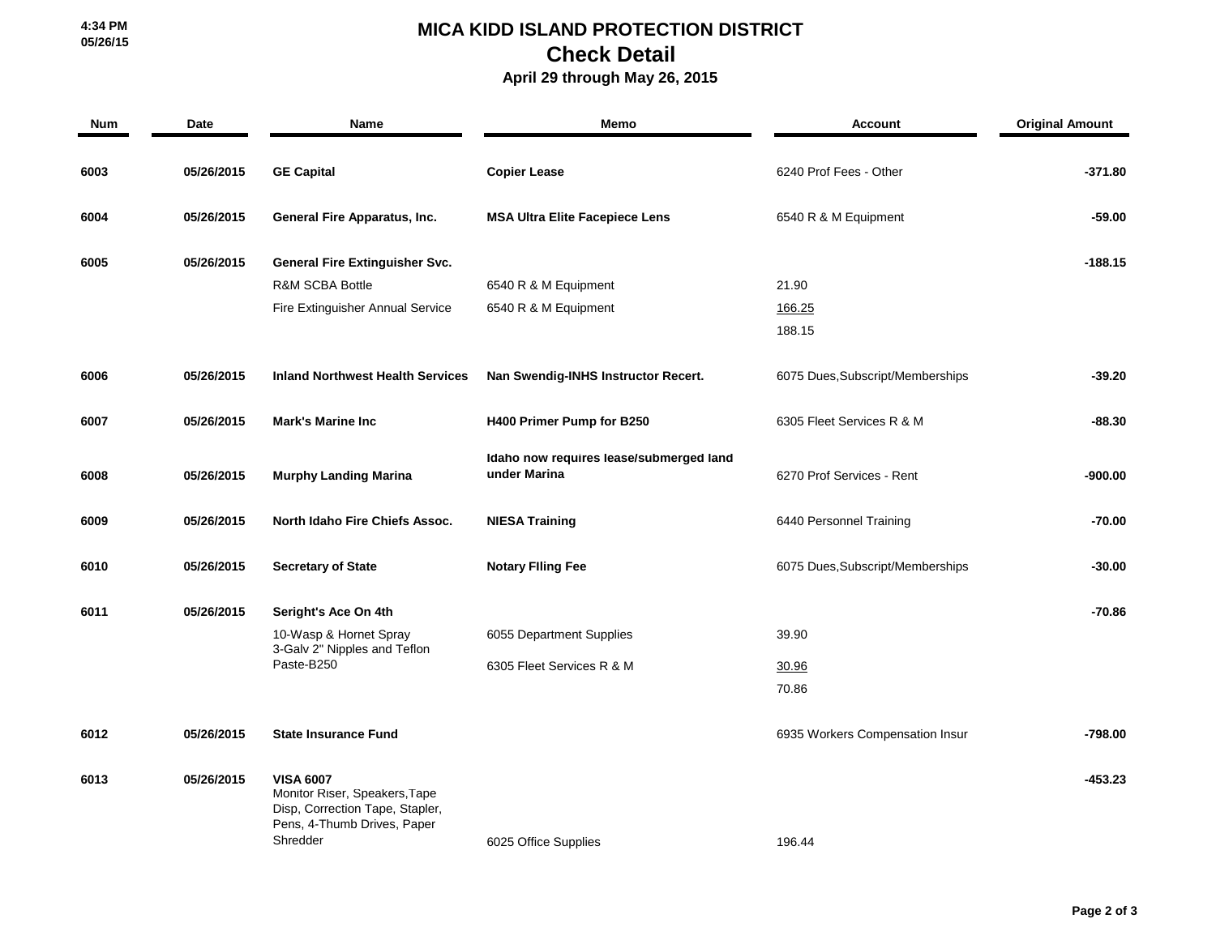# MICA KIDD ISLAND PROTECTION DISTRICT

## Check Detail

### April 29 through May 26, 2015

| Num | Date | Name | Memo | Account | Original Amount |
|---|---|---|---|---|---|
| 6003 | 05/26/2015 | **GE Capital** | **Copier Lease** | 6240 Prof Fees - Other | -371.80 |
| 6004 | 05/26/2015 | **General Fire Apparatus, Inc.** | **MSA Ultra Elite Facepiece Lens** | 6540 R & M Equipment | -59.00 |
| 6005 | 05/26/2015 | **General Fire Extinguisher Svc.** | | | -188.15 |
| | | R&M SCBA Bottle | 6540 R & M Equipment | 21.90 | |
| | | Fire Extinguisher Annual Service | 6540 R & M Equipment | 166.25 | |
| | | | | 188.15 | |
| 6006 | 05/26/2015 | **Inland Northwest Health Services** | **Nan Swendig-INHS Instructor Recert.** | 6075 Dues,Subscript/Memberships | -39.20 |
| 6007 | 05/26/2015 | **Mark's Marine Inc** | **H400 Primer Pump for B250** | 6305 Fleet Services R & M | -88.30 |
| 6008 | 05/26/2015 | **Murphy Landing Marina** | **Idaho now requires lease/submerged land under Marina** | 6270 Prof Services - Rent | -900.00 |
| 6009 | 05/26/2015 | **North Idaho Fire Chiefs Assoc.** | **NIESA Training** | 6440 Personnel Training | -70.00 |
| 6010 | 05/26/2015 | **Secretary of State** | **Notary FIling Fee** | 6075 Dues,Subscript/Memberships | -30.00 |
| 6011 | 05/26/2015 | **Seright's Ace On 4th** | | | -70.86 |
| | | 10-Wasp & Hornet Spray | 6055 Department Supplies | 39.90 | |
| | | 3-Galv 2" Nipples and Teflon Paste-B250 | 6305 Fleet Services R & M | 30.96 | |
| | | | | 70.86 | |
| 6012 | 05/26/2015 | **State Insurance Fund** | | 6935 Workers Compensation Insur | -798.00 |
| 6013 | 05/26/2015 | **VISA 6007** | | | -453.23 |
| | | Monitor Riser, Speakers,Tape Disp, Correction Tape, Stapler, Pens, 4-Thumb Drives, Paper Shredder | 6025 Office Supplies | 196.44 | |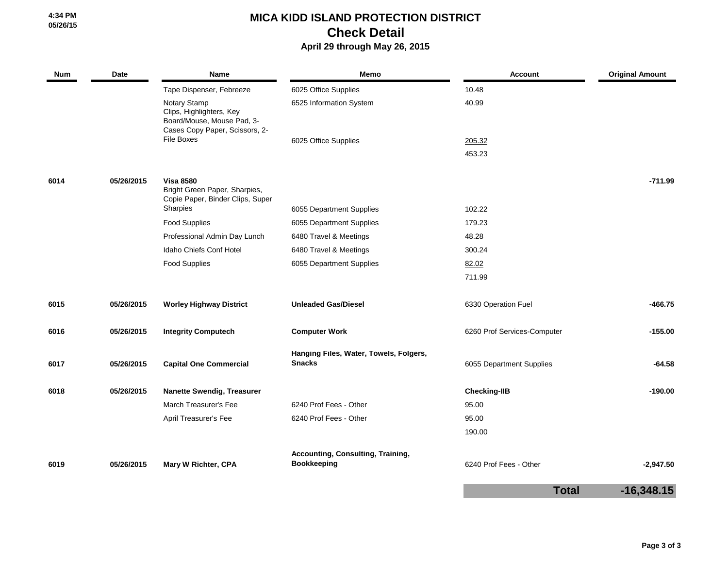# MICA KIDD ISLAND PROTECTION DISTRICT

## Check Detail

### April 29 through May 26, 2015

| Num | Date | Name | Memo | Account | Original Amount |
|---|---|---|---|---|---|
| | | Tape Dispenser, Febreeze | 6025 Office Supplies | 10.48 | |
| | | Notary Stamp | 6525 Information System | 40.99 | |
| | | Clips, Highlighters, Key Board/Mouse, Mouse Pad, 3-Cases Copy Paper, Scissors, 2-File Boxes | 6025 Office Supplies | 205.32 | |
| | | | | 453.23 | |
| 6014 | 05/26/2015 | **Visa 8580** | | | -711.99 |
| | | Bright Green Paper, Sharpies, Copie Paper, Binder Clips, Super Sharpies | 6055 Department Supplies | 102.22 | |
| | | Food Supplies | 6055 Department Supplies | 179.23 | |
| | | Professional Admin Day Lunch | 6480 Travel & Meetings | 48.28 | |
| | | Idaho Chiefs Conf Hotel | 6480 Travel & Meetings | 300.24 | |
| | | Food Supplies | 6055 Department Supplies | 82.02 | |
| | | | | 711.99 | |
| 6015 | 05/26/2015 | **Worley Highway District** | **Unleaded Gas/Diesel** | 6330 Operation Fuel | -466.75 |
| 6016 | 05/26/2015 | **Integrity Computech** | **Computer Work** | 6260 Prof Services-Computer | -155.00 |
| 6017 | 05/26/2015 | **Capital One Commercial** | **Hanging Files, Water, Towels, Folgers, Snacks** | 6055 Department Supplies | -64.58 |
| 6018 | 05/26/2015 | **Nanette Swendig, Treasurer** | | **Checking-IIB** | -190.00 |
| | | March Treasurer's Fee | 6240 Prof Fees - Other | 95.00 | |
| | | April Treasurer's Fee | 6240 Prof Fees - Other | 95.00 | |
| | | | | 190.00 | |
| 6019 | 05/26/2015 | **Mary W Richter, CPA** | **Accounting, Consulting, Training, Bookkeeping** | 6240 Prof Fees - Other | -2,947.50 |
| | | | | **Total** | **-16,348.15** |